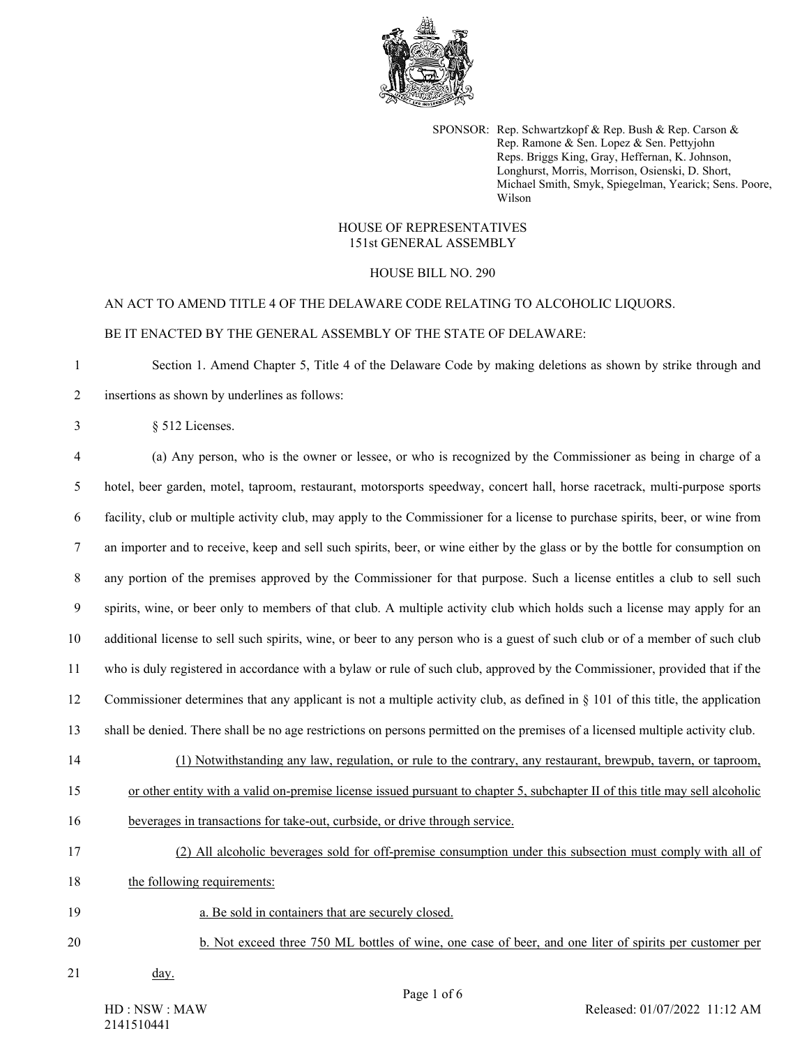SPONSOR: Rep. Schwartzkopf & Rep. Bush & Rep. Carson & Rep. Ramone & Sen. Lopez & Sen. Pettyjohn
Reps. Briggs King, Gray, Heffernan, K. Johnson, Longhurst, Morris, Morrison, Osienski, D. Short, Michael Smith, Smyk, Spiegelman, Yearick; Sens. Poore, Wilson

HOUSE OF REPRESENTATIVES
151st GENERAL ASSEMBLY

HOUSE BILL NO. 290

AN ACT TO AMEND TITLE 4 OF THE DELAWARE CODE RELATING TO ALCOHOLIC LIQUORS.

BE IT ENACTED BY THE GENERAL ASSEMBLY OF THE STATE OF DELAWARE:

1 Section 1. Amend Chapter 5, Title 4 of the Delaware Code by making deletions as shown by strike through and
2 insertions as shown by underlines as follows:

3 § 512 Licenses.

4 (a) Any person, who is the owner or lessee, or who is recognized by the Commissioner as being in charge of a
5 hotel, beer garden, motel, taproom, restaurant, motorsports speedway, concert hall, horse racetrack, multi-purpose sports
6 facility, club or multiple activity club, may apply to the Commissioner for a license to purchase spirits, beer, or wine from
7 an importer and to receive, keep and sell such spirits, beer, or wine either by the glass or by the bottle for consumption on
8 any portion of the premises approved by the Commissioner for that purpose. Such a license entitles a club to sell such
9 spirits, wine, or beer only to members of that club. A multiple activity club which holds such a license may apply for an
10 additional license to sell such spirits, wine, or beer to any person who is a guest of such club or of a member of such club
11 who is duly registered in accordance with a bylaw or rule of such club, approved by the Commissioner, provided that if the
12 Commissioner determines that any applicant is not a multiple activity club, as defined in § 101 of this title, the application
13 shall be denied. There shall be no age restrictions on persons permitted on the premises of a licensed multiple activity club.

14 <u>(1) Notwithstanding any law, regulation, or rule to the contrary, any restaurant, brewpub, tavern, or taproom,</u>
15 <u>or other entity with a valid on-premise license issued pursuant to chapter 5, subchapter II of this title may sell alcoholic</u>
16 <u>beverages in transactions for take-out, curbside, or drive through service.</u>

17 <u>(2) All alcoholic beverages sold for off-premise consumption under this subsection must comply with all of</u>
18 <u>the following requirements:</u>

19 <u>a. Be sold in containers that are securely closed.</u>

20 <u>b. Not exceed three 750 ML bottles of wine, one case of beer, and one liter of spirits per customer per</u>
21 <u>day.</u>

HD : NSW : MAW
2141510441
Released: 01/07/2022 11:12 AM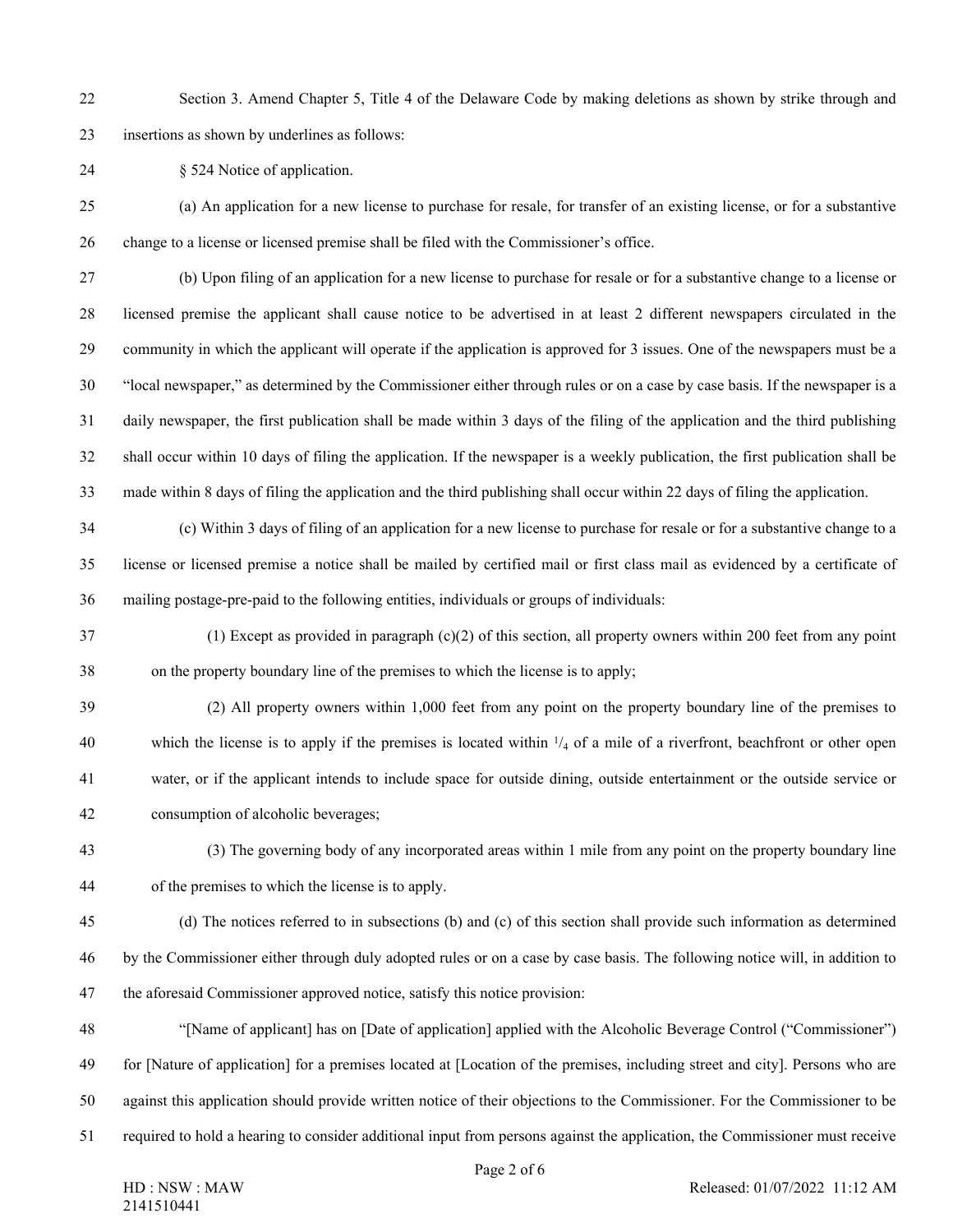Section 3. Amend Chapter 5, Title 4 of the Delaware Code by making deletions as shown by strike through and insertions as shown by underlines as follows:

§ 524 Notice of application.

(a) An application for a new license to purchase for resale, for transfer of an existing license, or for a substantive change to a license or licensed premise shall be filed with the Commissioner's office.

(b) Upon filing of an application for a new license to purchase for resale or for a substantive change to a license or licensed premise the applicant shall cause notice to be advertised in at least 2 different newspapers circulated in the community in which the applicant will operate if the application is approved for 3 issues. One of the newspapers must be a "local newspaper," as determined by the Commissioner either through rules or on a case by case basis. If the newspaper is a daily newspaper, the first publication shall be made within 3 days of the filing of the application and the third publishing shall occur within 10 days of filing the application. If the newspaper is a weekly publication, the first publication shall be made within 8 days of filing the application and the third publishing shall occur within 22 days of filing the application.

(c) Within 3 days of filing of an application for a new license to purchase for resale or for a substantive change to a license or licensed premise a notice shall be mailed by certified mail or first class mail as evidenced by a certificate of mailing postage-pre-paid to the following entities, individuals or groups of individuals:

(1) Except as provided in paragraph (c)(2) of this section, all property owners within 200 feet from any point on the property boundary line of the premises to which the license is to apply;

(2) All property owners within 1,000 feet from any point on the property boundary line of the premises to which the license is to apply if the premises is located within $^1/_4$ of a mile of a riverfront, beachfront or other open water, or if the applicant intends to include space for outside dining, outside entertainment or the outside service or consumption of alcoholic beverages;

(3) The governing body of any incorporated areas within 1 mile from any point on the property boundary line of the premises to which the license is to apply.

(d) The notices referred to in subsections (b) and (c) of this section shall provide such information as determined by the Commissioner either through duly adopted rules or on a case by case basis. The following notice will, in addition to the aforesaid Commissioner approved notice, satisfy this notice provision:

"[Name of applicant] has on [Date of application] applied with the Alcoholic Beverage Control ("Commissioner") for [Nature of application] for a premises located at [Location of the premises, including street and city]. Persons who are against this application should provide written notice of their objections to the Commissioner. For the Commissioner to be required to hold a hearing to consider additional input from persons against the application, the Commissioner must receive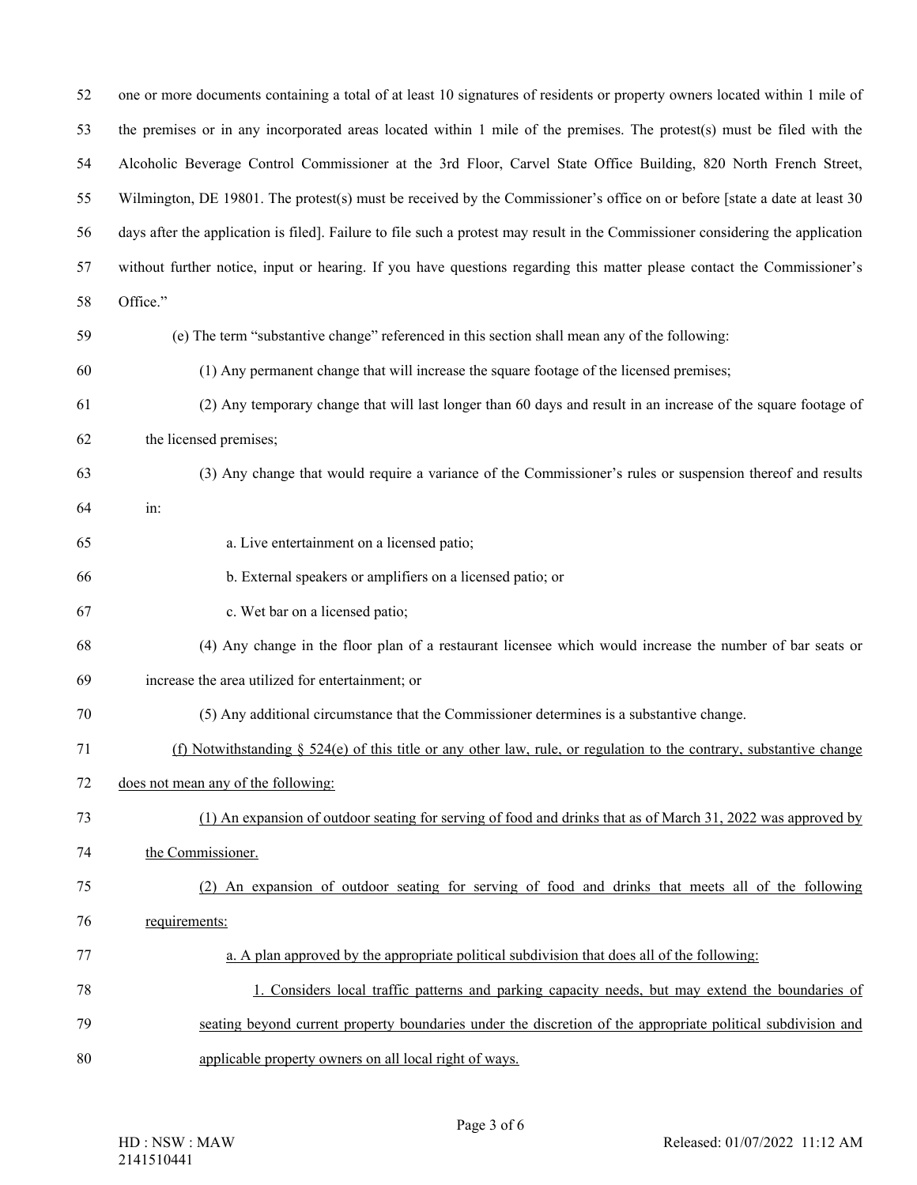one or more documents containing a total of at least 10 signatures of residents or property owners located within 1 mile of the premises or in any incorporated areas located within 1 mile of the premises. The protest(s) must be filed with the Alcoholic Beverage Control Commissioner at the 3rd Floor, Carvel State Office Building, 820 North French Street, Wilmington, DE 19801. The protest(s) must be received by the Commissioner's office on or before [state a date at least 30 days after the application is filed]. Failure to file such a protest may result in the Commissioner considering the application without further notice, input or hearing. If you have questions regarding this matter please contact the Commissioner's Office."

(e) The term "substantive change" referenced in this section shall mean any of the following:

(1) Any permanent change that will increase the square footage of the licensed premises;

(2) Any temporary change that will last longer than 60 days and result in an increase of the square footage of the licensed premises;

(3) Any change that would require a variance of the Commissioner's rules or suspension thereof and results in:

a. Live entertainment on a licensed patio;

b. External speakers or amplifiers on a licensed patio; or

c. Wet bar on a licensed patio;

(4) Any change in the floor plan of a restaurant licensee which would increase the number of bar seats or increase the area utilized for entertainment; or

(5) Any additional circumstance that the Commissioner determines is a substantive change.

<u>(f) Notwithstanding § 524(e) of this title or any other law, rule, or regulation to the contrary, substantive change does not mean any of the following:</u>

<u>(1) An expansion of outdoor seating for serving of food and drinks that as of March 31, 2022 was approved by the Commissioner.</u>

<u>(2) An expansion of outdoor seating for serving of food and drinks that meets all of the following requirements:</u>

<u>a. A plan approved by the appropriate political subdivision that does all of the following:</u>

<u>1. Considers local traffic patterns and parking capacity needs, but may extend the boundaries of seating beyond current property boundaries under the discretion of the appropriate political subdivision and applicable property owners on all local right of ways.</u>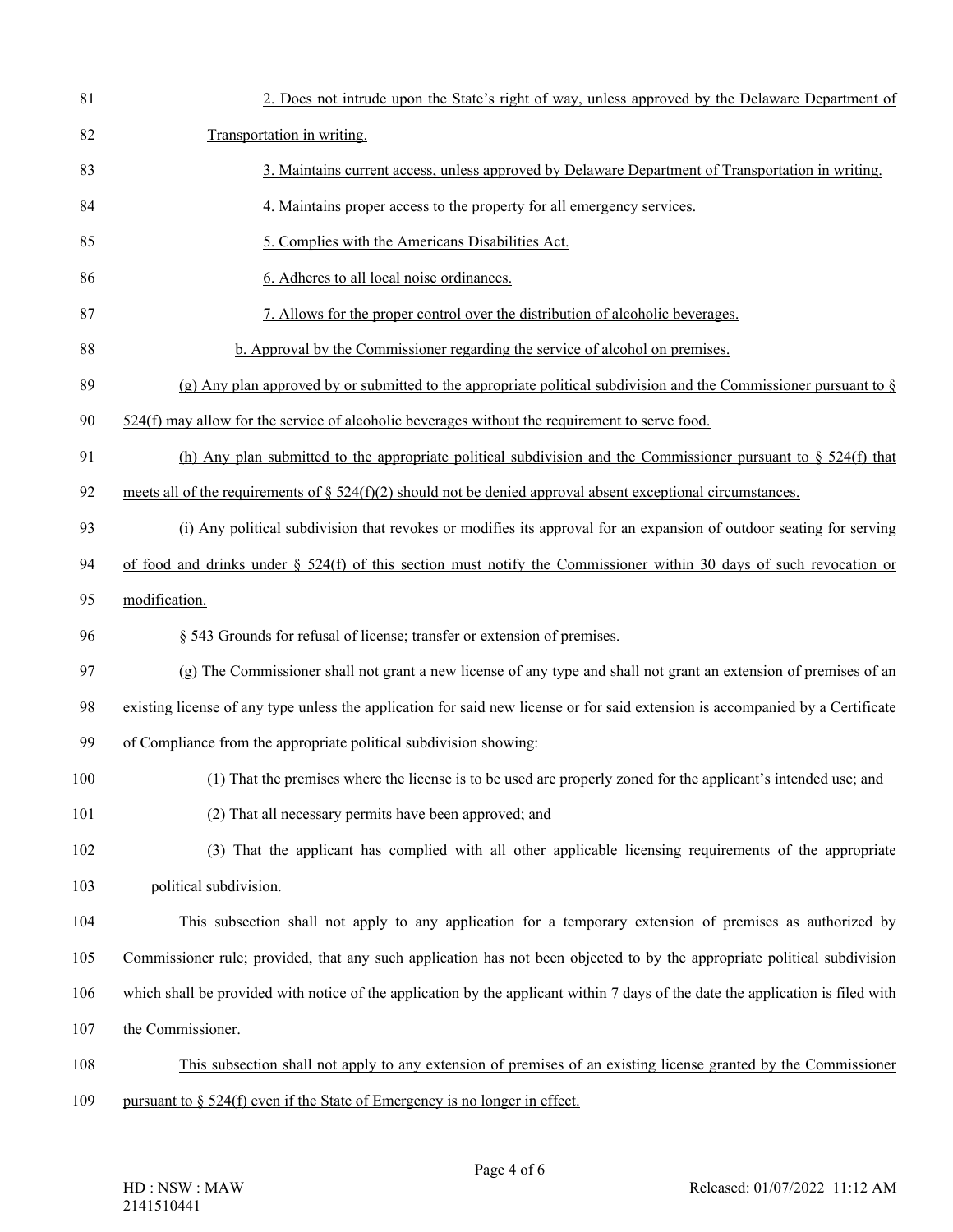2. Does not intrude upon the State's right of way, unless approved by the Delaware Department of Transportation in writing.

3. Maintains current access, unless approved by Delaware Department of Transportation in writing.

4. Maintains proper access to the property for all emergency services.

5. Complies with the Americans Disabilities Act.

6. Adheres to all local noise ordinances.

7. Allows for the proper control over the distribution of alcoholic beverages.

b. Approval by the Commissioner regarding the service of alcohol on premises.

(g) Any plan approved by or submitted to the appropriate political subdivision and the Commissioner pursuant to § 524(f) may allow for the service of alcoholic beverages without the requirement to serve food.

(h) Any plan submitted to the appropriate political subdivision and the Commissioner pursuant to § 524(f) that meets all of the requirements of § 524(f)(2) should not be denied approval absent exceptional circumstances.

(i) Any political subdivision that revokes or modifies its approval for an expansion of outdoor seating for serving of food and drinks under § 524(f) of this section must notify the Commissioner within 30 days of such revocation or modification.

§ 543 Grounds for refusal of license; transfer or extension of premises.

(g) The Commissioner shall not grant a new license of any type and shall not grant an extension of premises of an existing license of any type unless the application for said new license or for said extension is accompanied by a Certificate of Compliance from the appropriate political subdivision showing:

(1) That the premises where the license is to be used are properly zoned for the applicant's intended use; and

(2) That all necessary permits have been approved; and

(3) That the applicant has complied with all other applicable licensing requirements of the appropriate political subdivision.

This subsection shall not apply to any application for a temporary extension of premises as authorized by Commissioner rule; provided, that any such application has not been objected to by the appropriate political subdivision which shall be provided with notice of the application by the applicant within 7 days of the date the application is filed with the Commissioner.

This subsection shall not apply to any extension of premises of an existing license granted by the Commissioner pursuant to § 524(f) even if the State of Emergency is no longer in effect.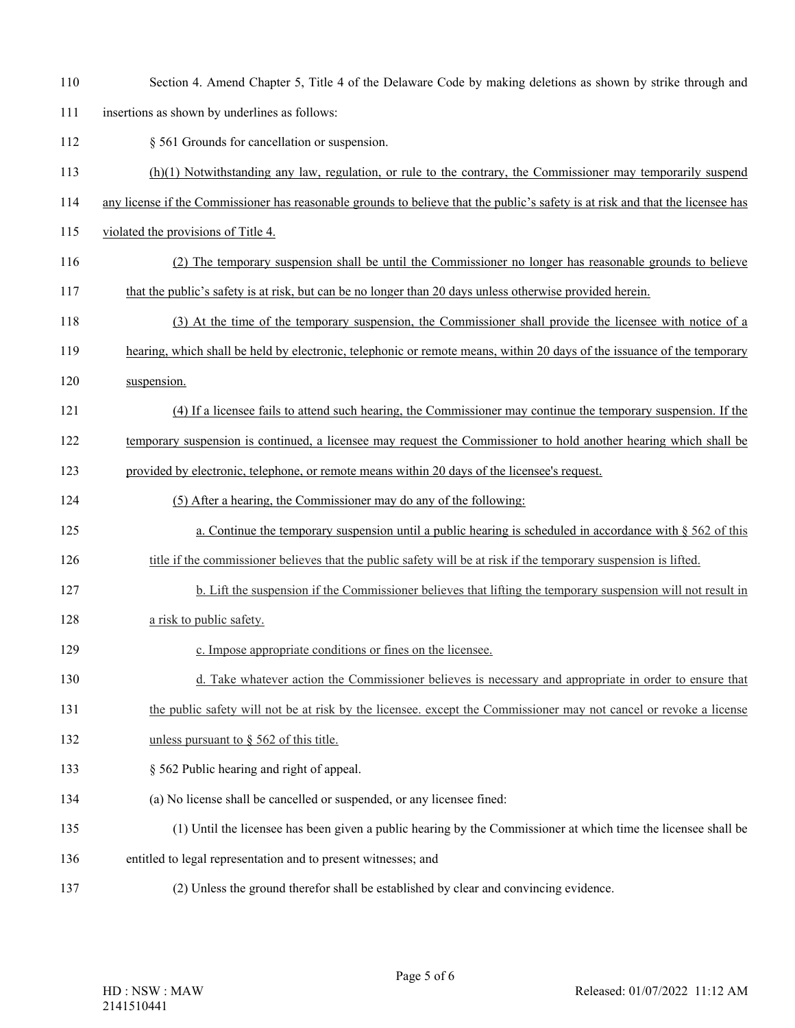Section 4. Amend Chapter 5, Title 4 of the Delaware Code by making deletions as shown by strike through and insertions as shown by underlines as follows:

§ 561 Grounds for cancellation or suspension.

<u>(h)(1) Notwithstanding any law, regulation, or rule to the contrary, the Commissioner may temporarily suspend any license if the Commissioner has reasonable grounds to believe that the public's safety is at risk and that the licensee has violated the provisions of Title 4.</u>

<u>(2) The temporary suspension shall be until the Commissioner no longer has reasonable grounds to believe that the public's safety is at risk, but can be no longer than 20 days unless otherwise provided herein.</u>

<u>(3) At the time of the temporary suspension, the Commissioner shall provide the licensee with notice of a hearing, which shall be held by electronic, telephonic or remote means, within 20 days of the issuance of the temporary suspension.</u>

<u>(4) If a licensee fails to attend such hearing, the Commissioner may continue the temporary suspension. If the temporary suspension is continued, a licensee may request the Commissioner to hold another hearing which shall be provided by electronic, telephone, or remote means within 20 days of the licensee's request.</u>

<u>(5) After a hearing, the Commissioner may do any of the following:</u>

<u>a. Continue the temporary suspension until a public hearing is scheduled in accordance with § 562 of this title if the commissioner believes that the public safety will be at risk if the temporary suspension is lifted.</u>

<u>b. Lift the suspension if the Commissioner believes that lifting the temporary suspension will not result in a risk to public safety.</u>

<u>c. Impose appropriate conditions or fines on the licensee.</u>

<u>d. Take whatever action the Commissioner believes is necessary and appropriate in order to ensure that the public safety will not be at risk by the licensee. except the Commissioner may not cancel or revoke a license unless pursuant to § 562 of this title.</u>

§ 562 Public hearing and right of appeal.

(a) No license shall be cancelled or suspended, or any licensee fined:

(1) Until the licensee has been given a public hearing by the Commissioner at which time the licensee shall be entitled to legal representation and to present witnesses; and

(2) Unless the ground therefor shall be established by clear and convincing evidence.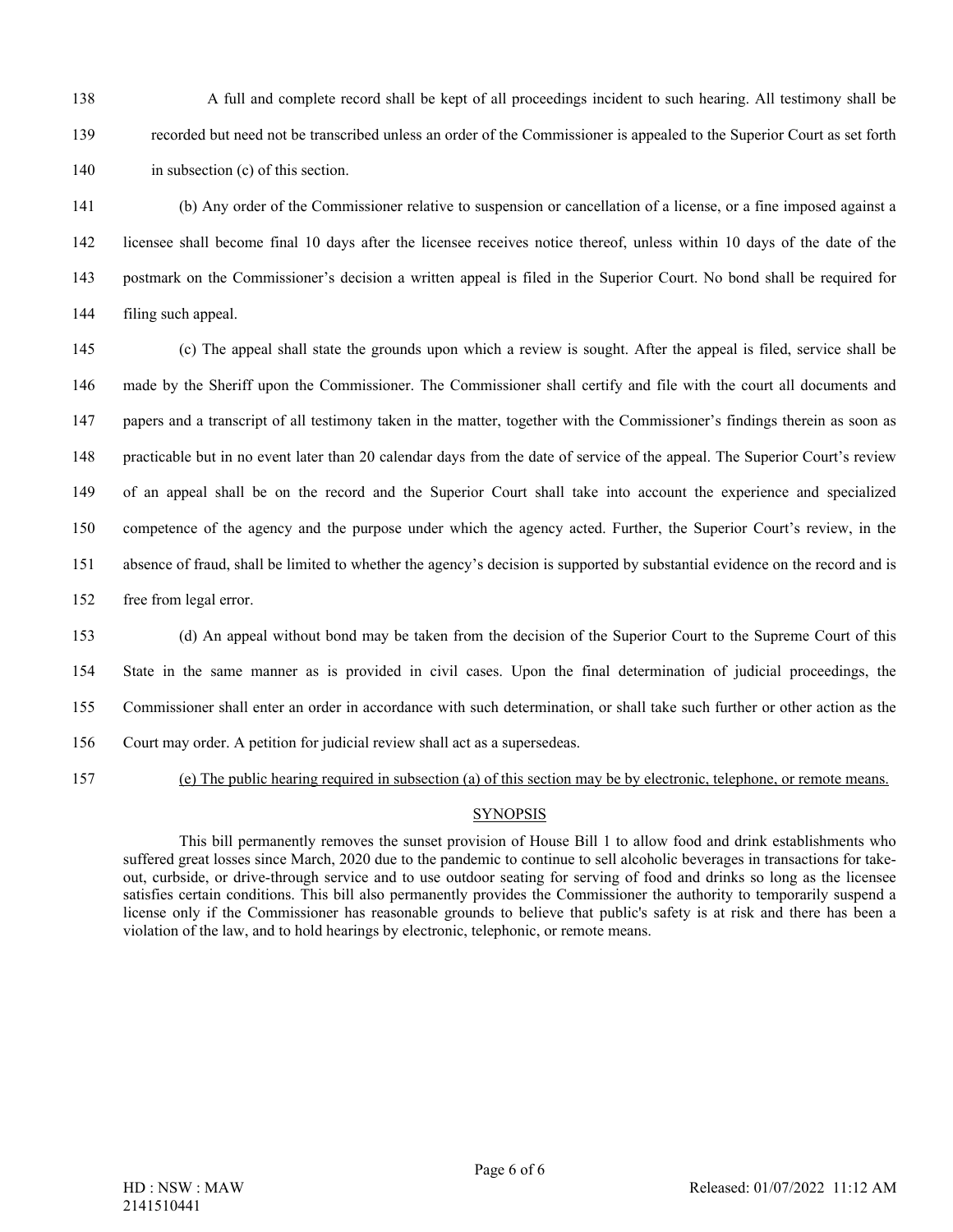138 A full and complete record shall be kept of all proceedings incident to such hearing. All testimony shall be

139 recorded but need not be transcribed unless an order of the Commissioner is appealed to the Superior Court as set forth

140 in subsection (c) of this section.

141 (b) Any order of the Commissioner relative to suspension or cancellation of a license, or a fine imposed against a

142 licensee shall become final 10 days after the licensee receives notice thereof, unless within 10 days of the date of the

143 postmark on the Commissioner's decision a written appeal is filed in the Superior Court. No bond shall be required for

144 filing such appeal.

145 (c) The appeal shall state the grounds upon which a review is sought. After the appeal is filed, service shall be

146 made by the Sheriff upon the Commissioner. The Commissioner shall certify and file with the court all documents and

147 papers and a transcript of all testimony taken in the matter, together with the Commissioner's findings therein as soon as

148 practicable but in no event later than 20 calendar days from the date of service of the appeal. The Superior Court's review

149 of an appeal shall be on the record and the Superior Court shall take into account the experience and specialized

150 competence of the agency and the purpose under which the agency acted. Further, the Superior Court's review, in the

151 absence of fraud, shall be limited to whether the agency's decision is supported by substantial evidence on the record and is

152 free from legal error.

153 (d) An appeal without bond may be taken from the decision of the Superior Court to the Supreme Court of this

154 State in the same manner as is provided in civil cases. Upon the final determination of judicial proceedings, the

155 Commissioner shall enter an order in accordance with such determination, or shall take such further or other action as the

156 Court may order. A petition for judicial review shall act as a supersedeas.

157 <u>(e) The public hearing required in subsection (a) of this section may be by electronic, telephone, or remote means.</u>

## SYNOPSIS

This bill permanently removes the sunset provision of House Bill 1 to allow food and drink establishments who suffered great losses since March, 2020 due to the pandemic to continue to sell alcoholic beverages in transactions for take-out, curbside, or drive-through service and to use outdoor seating for serving of food and drinks so long as the licensee satisfies certain conditions. This bill also permanently provides the Commissioner the authority to temporarily suspend a license only if the Commissioner has reasonable grounds to believe that public's safety is at risk and there has been a violation of the law, and to hold hearings by electronic, telephonic, or remote means.

HD : NSW : MAW
2141510441

Released: 01/07/2022 11:12 AM